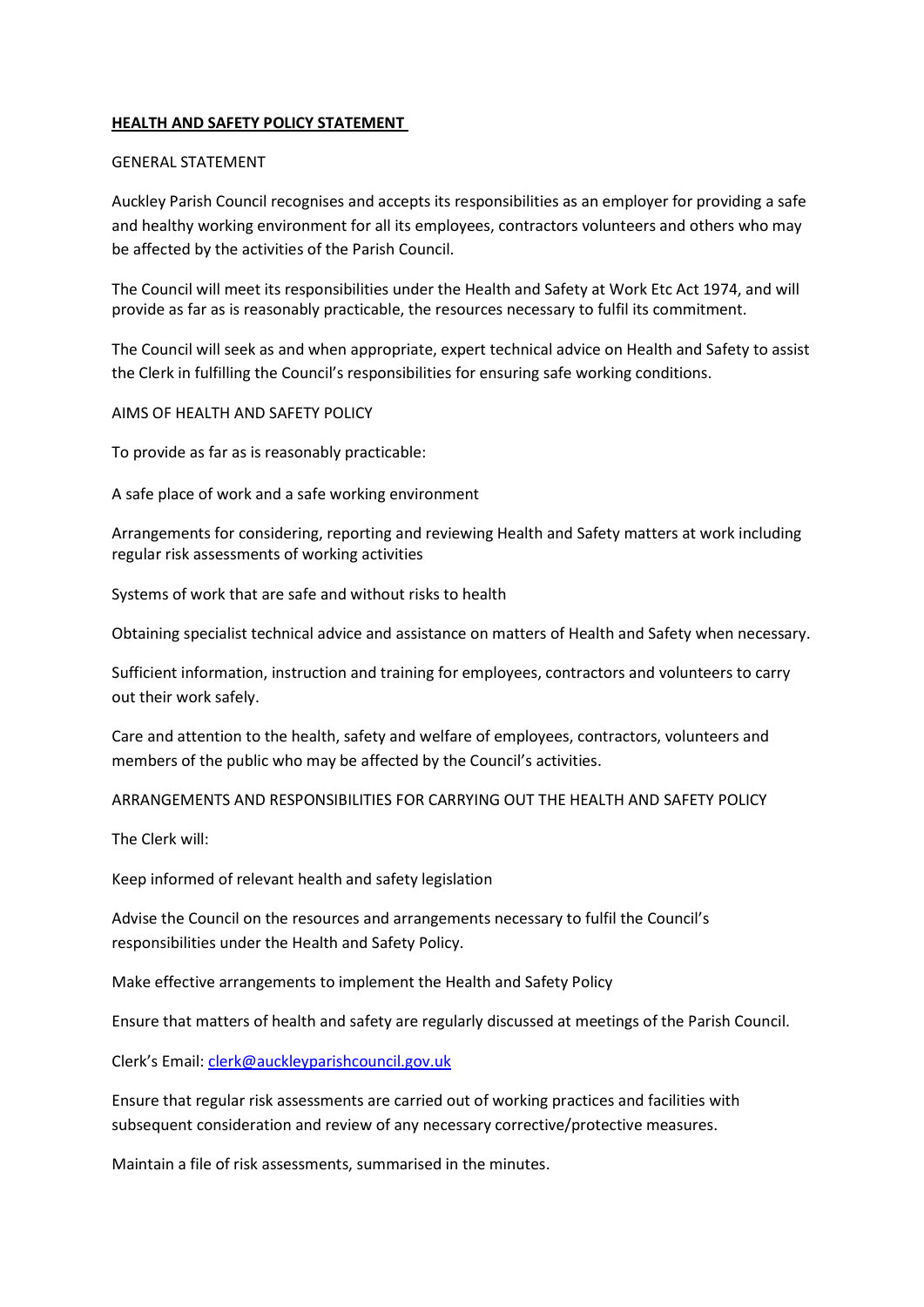# **HEALTH AND SAFETY POLICY STATEMENT**

## GENERAL STATEMENT

Auckley Parish Council recognises and accepts its responsibilities as an employer for providing a safe and healthy working environment for all its employees, contractors volunteers and others who may be affected by the activities of the Parish Council.

The Council will meet its responsibilities under the Health and Safety at Work Etc Act 1974, and will provide as far as is reasonably practicable, the resources necessary to fulfil its commitment.

The Council will seek as and when appropriate, expert technical advice on Health and Safety to assist the Clerk in fulfilling the Council's responsibilities for ensuring safe working conditions.

## AIMS OF HEALTH AND SAFETY POLICY

To provide as far as is reasonably practicable:

A safe place of work and a safe working environment

Arrangements for considering, reporting and reviewing Health and Safety matters at work including regular risk assessments of working activities

Systems of work that are safe and without risks to health

Obtaining specialist technical advice and assistance on matters of Health and Safety when necessary.

Sufficient information, instruction and training for employees, contractors and volunteers to carry out their work safely.

Care and attention to the health, safety and welfare of employees, contractors, volunteers and members of the public who may be affected by the Council's activities.

## ARRANGEMENTS AND RESPONSIBILITIES FOR CARRYING OUT THE HEALTH AND SAFETY POLICY

The Clerk will:

Keep informed of relevant health and safety legislation

Advise the Council on the resources and arrangements necessary to fulfil the Council's responsibilities under the Health and Safety Policy.

Make effective arrangements to implement the Health and Safety Policy

Ensure that matters of health and safety are regularly discussed at meetings of the Parish Council.

Clerk's Email: [clerk@auckleyparishcouncil.gov.uk](mailto:clerk@auckleyparishcouncil.gov.uk)

Ensure that regular risk assessments are carried out of working practices and facilities with subsequent consideration and review of any necessary corrective/protective measures.

Maintain a file of risk assessments, summarised in the minutes.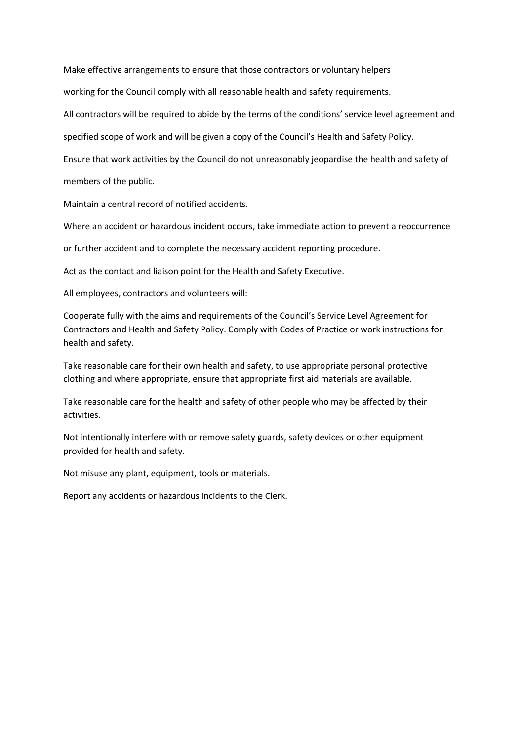Make effective arrangements to ensure that those contractors or voluntary helpers working for the Council comply with all reasonable health and safety requirements.

All contractors will be required to abide by the terms of the conditions' service level agreement and specified scope of work and will be given a copy of the Council's Health and Safety Policy.

Ensure that work activities by the Council do not unreasonably jeopardise the health and safety of members of the public.

Maintain a central record of notified accidents.

Where an accident or hazardous incident occurs, take immediate action to prevent a reoccurrence or further accident and to complete the necessary accident reporting procedure.

Act as the contact and liaison point for the Health and Safety Executive.

All employees, contractors and volunteers will:

Cooperate fully with the aims and requirements of the Council's Service Level Agreement for Contractors and Health and Safety Policy. Comply with Codes of Practice or work instructions for health and safety.

Take reasonable care for their own health and safety, to use appropriate personal protective clothing and where appropriate, ensure that appropriate first aid materials are available.

Take reasonable care for the health and safety of other people who may be affected by their activities.

Not intentionally interfere with or remove safety guards, safety devices or other equipment provided for health and safety.

Not misuse any plant, equipment, tools or materials.

Report any accidents or hazardous incidents to the Clerk.